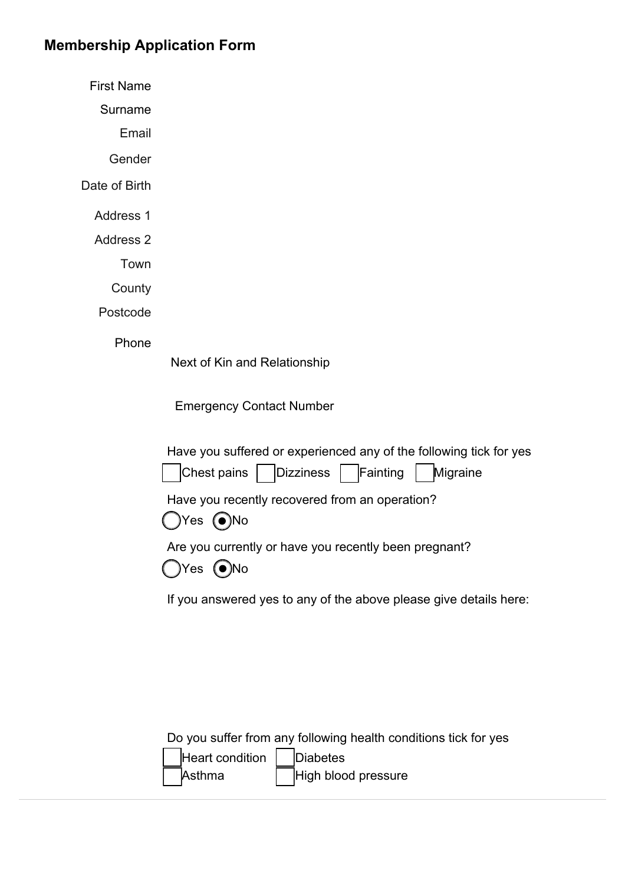## Membership Application Form

First Name

Surname

Email

Gender

Date of Birth

Address 1

Address 2

Town

County

Postcode

Phone

Next of Kin and Relationship

Emergency Contact Number

Have you suffered or experienced any of the following tick for yes

- [ ] Chest pains
- [ ] Dizziness
- [ ] Fainting
- [ ] Migraine

Have you recently recovered from an operation?

( ) Yes (•) No

Are you currently or have you recently been pregnant?

( ) Yes (•) No

If you answered yes to any of the above please give details here:

Do you suffer from any following health conditions tick for yes

- [ ] Heart condition
- [ ] Diabetes
- [ ] Asthma
- [ ] High blood pressure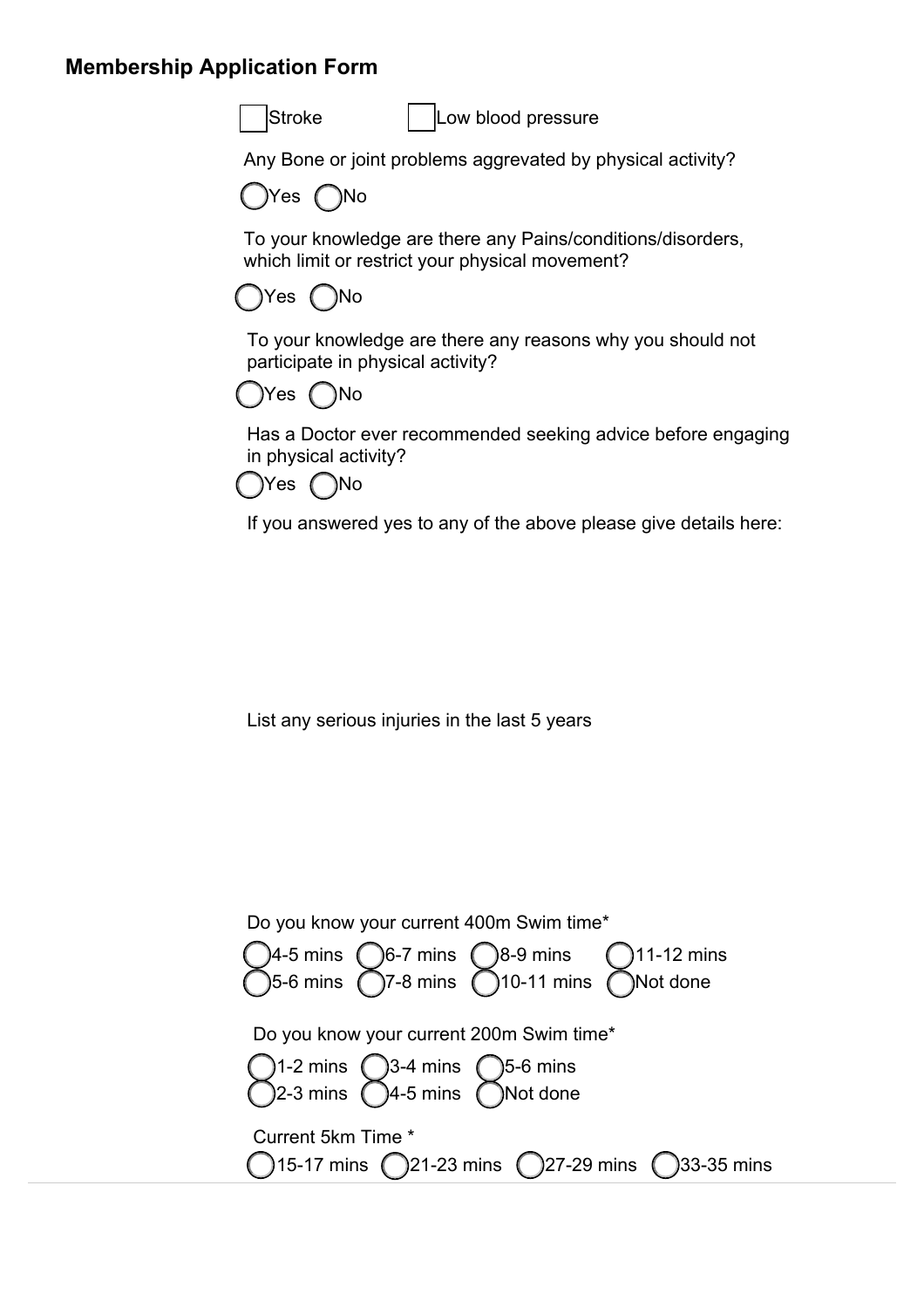## Membership Application Form

- [ ] Stroke
- [ ] Low blood pressure

Any Bone or joint problems aggravated by physical activity?

( ) Yes ( ) No

To your knowledge are there any Pains/conditions/disorders, which limit or restrict your physical movement?

( ) Yes ( ) No

To your knowledge are there any reasons why you should not participate in physical activity?

( ) Yes ( ) No

Has a Doctor ever recommended seeking advice before engaging in physical activity?

( ) Yes ( ) No

If you answered yes to any of the above please give details here:

List any serious injuries in the last 5 years

Do you know your current 400m Swim time*

( ) 4-5 mins ( ) 6-7 mins ( ) 8-9 mins ( ) 11-12 mins
( ) 5-6 mins ( ) 7-8 mins ( ) 10-11 mins ( ) Not done

Do you know your current 200m Swim time*

( ) 1-2 mins ( ) 3-4 mins ( ) 5-6 mins
( ) 2-3 mins ( ) 4-5 mins ( ) Not done

Current 5km Time *

( ) 15-17 mins ( ) 21-23 mins ( ) 27-29 mins ( ) 33-35 mins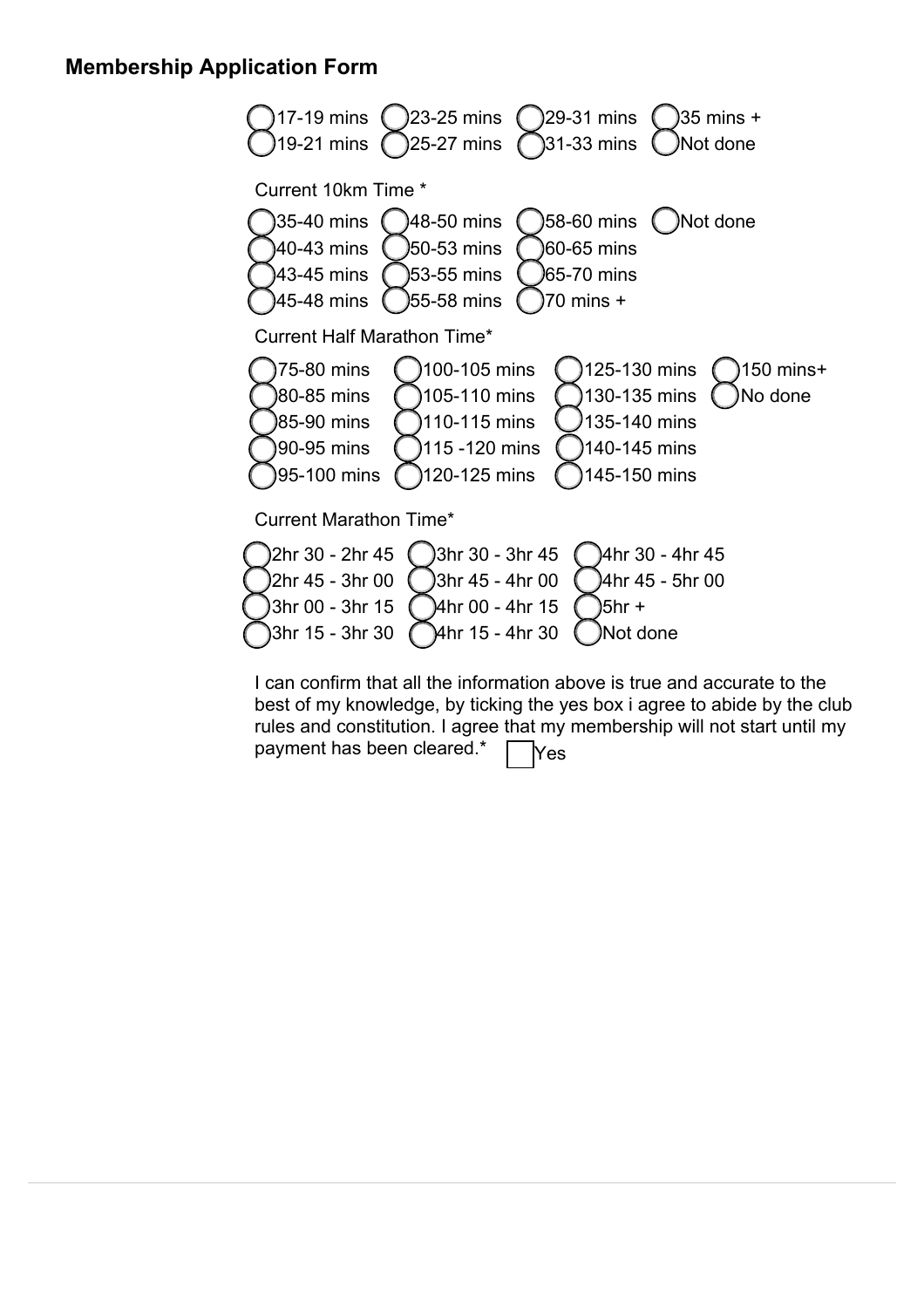## Membership Application Form

- ◯ 17-19 mins
- ◯ 19-21 mins
- ◯ 23-25 mins
- ◯ 25-27 mins
- ◯ 29-31 mins
- ◯ 31-33 mins
- ◯ 35 mins +
- ◯ Not done

Current 10km Time *

- ◯ 35-40 mins
- ◯ 40-43 mins
- ◯ 43-45 mins
- ◯ 45-48 mins
- ◯ 48-50 mins
- ◯ 50-53 mins
- ◯ 53-55 mins
- ◯ 55-58 mins
- ◯ 58-60 mins
- ◯ 60-65 mins
- ◯ 65-70 mins
- ◯ 70 mins +
- ◯ Not done

Current Half Marathon Time*

- ◯ 75-80 mins
- ◯ 80-85 mins
- ◯ 85-90 mins
- ◯ 90-95 mins
- ◯ 95-100 mins
- ◯ 100-105 mins
- ◯ 105-110 mins
- ◯ 110-115 mins
- ◯ 115 -120 mins
- ◯ 120-125 mins
- ◯ 125-130 mins
- ◯ 130-135 mins
- ◯ 135-140 mins
- ◯ 140-145 mins
- ◯ 145-150 mins
- ◯ 150 mins+
- ◯ No done

Current Marathon Time*

- ◯ 2hr 30 - 2hr 45
- ◯ 2hr 45 - 3hr 00
- ◯ 3hr 00 - 3hr 15
- ◯ 3hr 15 - 3hr 30
- ◯ 3hr 30 - 3hr 45
- ◯ 3hr 45 - 4hr 00
- ◯ 4hr 00 - 4hr 15
- ◯ 4hr 15 - 4hr 30
- ◯ 4hr 30 - 4hr 45
- ◯ 4hr 45 - 5hr 00
- ◯ 5hr +
- ◯ Not done

I can confirm that all the information above is true and accurate to the best of my knowledge, by ticking the yes box i agree to abide by the club rules and constitution. I agree that my membership will not start until my payment has been cleared.* ☐ Yes